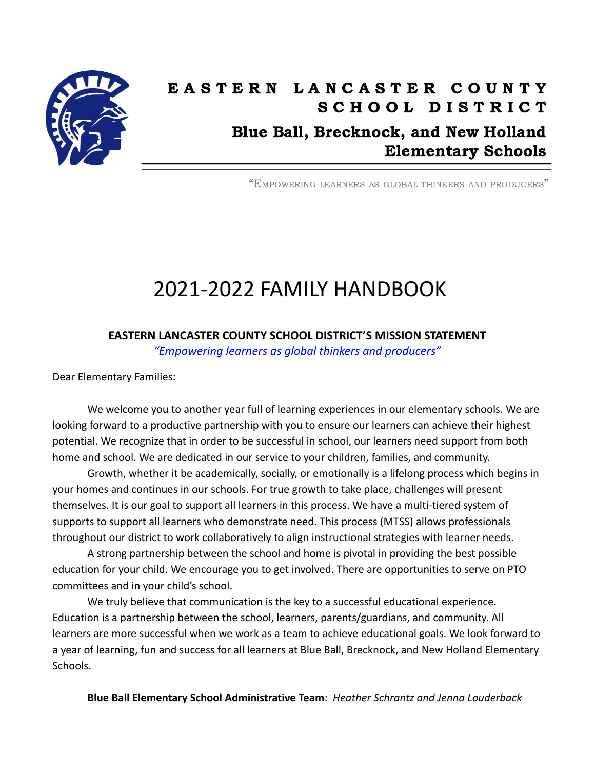# EASTERN LANCASTER COUNTY SCHOOL DISTRICT

## Blue Ball, Brecknock, and New Holland Elementary Schools

"Empowering learners as global thinkers and producers"

# 2021-2022 FAMILY HANDBOOK

**EASTERN LANCASTER COUNTY SCHOOL DISTRICT'S MISSION STATEMENT**

*"Empowering learners as global thinkers and producers"*

Dear Elementary Families:

We welcome you to another year full of learning experiences in our elementary schools. We are looking forward to a productive partnership with you to ensure our learners can achieve their highest potential. We recognize that in order to be successful in school, our learners need support from both home and school. We are dedicated in our service to your children, families, and community.

Growth, whether it be academically, socially, or emotionally is a lifelong process which begins in your homes and continues in our schools. For true growth to take place, challenges will present themselves. It is our goal to support all learners in this process. We have a multi-tiered system of supports to support all learners who demonstrate need. This process (MTSS) allows professionals throughout our district to work collaboratively to align instructional strategies with learner needs.

A strong partnership between the school and home is pivotal in providing the best possible education for your child. We encourage you to get involved. There are opportunities to serve on PTO committees and in your child's school.

We truly believe that communication is the key to a successful educational experience. Education is a partnership between the school, learners, parents/guardians, and community. All learners are more successful when we work as a team to achieve educational goals. We look forward to a year of learning, fun and success for all learners at Blue Ball, Brecknock, and New Holland Elementary Schools.

**Blue Ball Elementary School Administrative Team**: *Heather Schrantz and Jenna Louderback*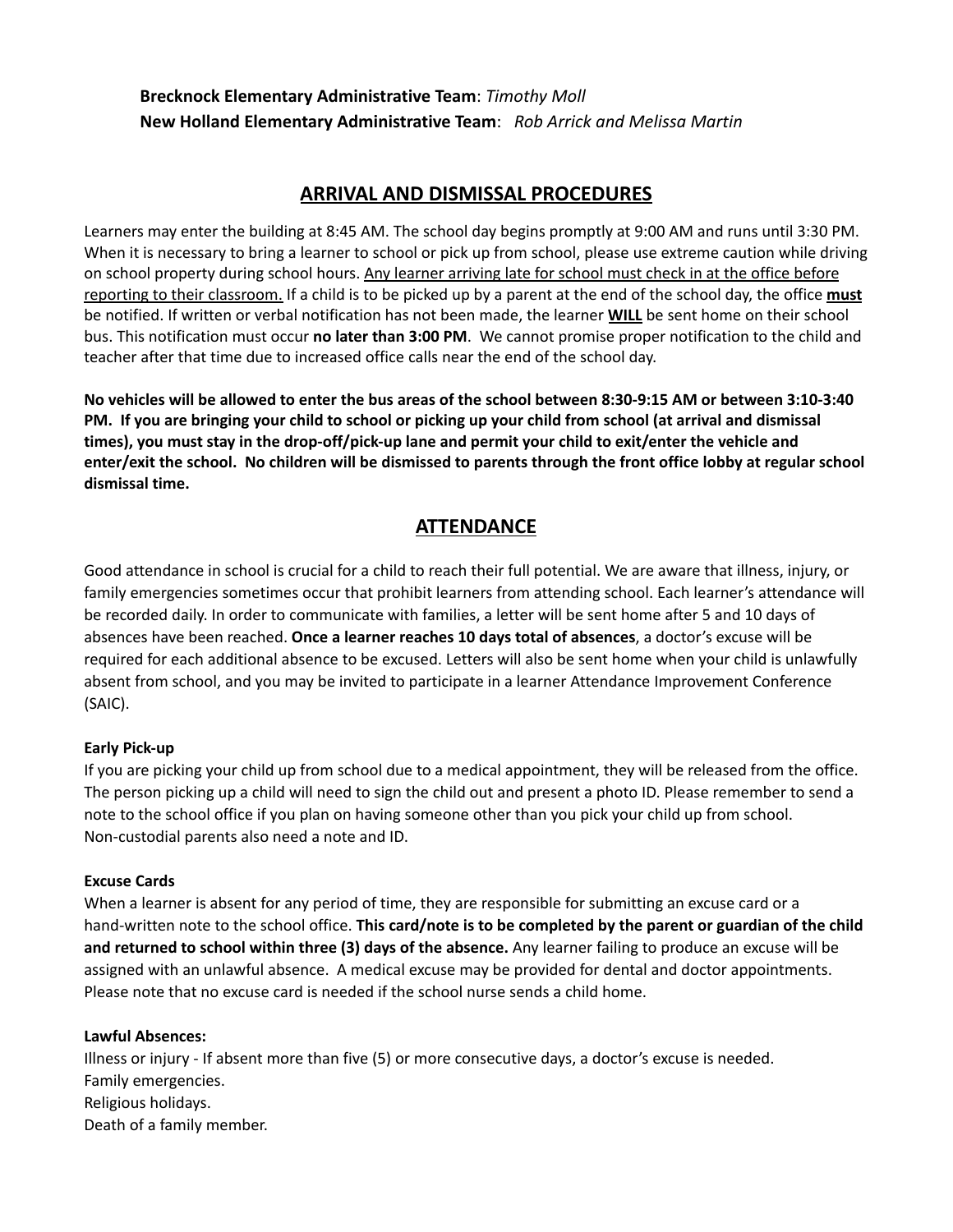**Brecknock Elementary Administrative Team**: *Timothy Moll*
**New Holland Elementary Administrative Team**: *Rob Arrick and Melissa Martin*

## ARRIVAL AND DISMISSAL PROCEDURES

Learners may enter the building at 8:45 AM. The school day begins promptly at 9:00 AM and runs until 3:30 PM. When it is necessary to bring a learner to school or pick up from school, please use extreme caution while driving on school property during school hours. <u>Any learner arriving late for school must check in at the office before reporting to their classroom.</u> If a child is to be picked up by a parent at the end of the school day, the office **<u>must</u>** be notified. If written or verbal notification has not been made, the learner **<u>WILL</u>** be sent home on their school bus. This notification must occur **no later than 3:00 PM**. We cannot promise proper notification to the child and teacher after that time due to increased office calls near the end of the school day.

**No vehicles will be allowed to enter the bus areas of the school between 8:30-9:15 AM or between 3:10-3:40 PM. If you are bringing your child to school or picking up your child from school (at arrival and dismissal times), you must stay in the drop-off/pick-up lane and permit your child to exit/enter the vehicle and enter/exit the school. No children will be dismissed to parents through the front office lobby at regular school dismissal time.**

## ATTENDANCE

Good attendance in school is crucial for a child to reach their full potential. We are aware that illness, injury, or family emergencies sometimes occur that prohibit learners from attending school. Each learner's attendance will be recorded daily. In order to communicate with families, a letter will be sent home after 5 and 10 days of absences have been reached. **Once a learner reaches 10 days total of absences**, a doctor's excuse will be required for each additional absence to be excused. Letters will also be sent home when your child is unlawfully absent from school, and you may be invited to participate in a learner Attendance Improvement Conference (SAIC).

**Early Pick-up**

If you are picking your child up from school due to a medical appointment, they will be released from the office. The person picking up a child will need to sign the child out and present a photo ID. Please remember to send a note to the school office if you plan on having someone other than you pick your child up from school. Non-custodial parents also need a note and ID.

**Excuse Cards**

When a learner is absent for any period of time, they are responsible for submitting an excuse card or a hand-written note to the school office. **This card/note is to be completed by the parent or guardian of the child and returned to school within three (3) days of the absence.** Any learner failing to produce an excuse will be assigned with an unlawful absence. A medical excuse may be provided for dental and doctor appointments. Please note that no excuse card is needed if the school nurse sends a child home.

**Lawful Absences:**

Illness or injury - If absent more than five (5) or more consecutive days, a doctor's excuse is needed.
Family emergencies.
Religious holidays.
Death of a family member.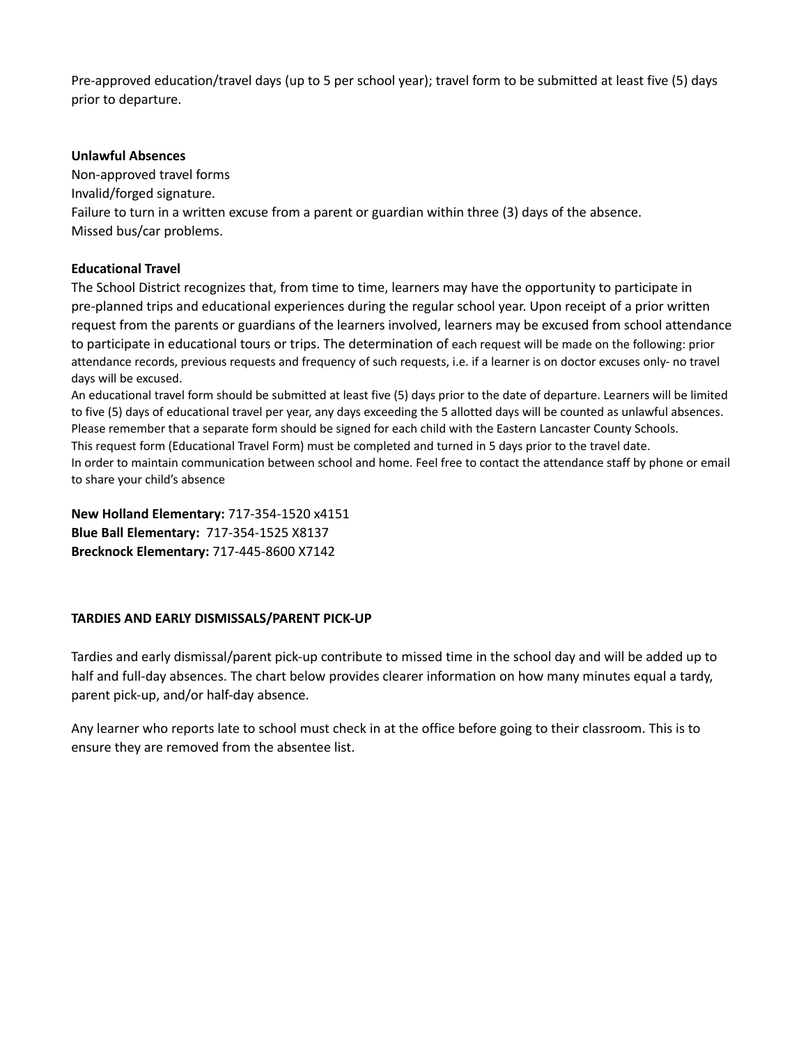Pre-approved education/travel days (up to 5 per school year); travel form to be submitted at least five (5) days prior to departure.

**Unlawful Absences**

Non-approved travel forms
Invalid/forged signature.
Failure to turn in a written excuse from a parent or guardian within three (3) days of the absence.
Missed bus/car problems.

**Educational Travel**

The School District recognizes that, from time to time, learners may have the opportunity to participate in pre-planned trips and educational experiences during the regular school year. Upon receipt of a prior written request from the parents or guardians of the learners involved, learners may be excused from school attendance to participate in educational tours or trips. The determination of each request will be made on the following: prior attendance records, previous requests and frequency of such requests, i.e. if a learner is on doctor excuses only- no travel days will be excused.
An educational travel form should be submitted at least five (5) days prior to the date of departure. Learners will be limited to five (5) days of educational travel per year, any days exceeding the 5 allotted days will be counted as unlawful absences. Please remember that a separate form should be signed for each child with the Eastern Lancaster County Schools.
This request form (Educational Travel Form) must be completed and turned in 5 days prior to the travel date.
In order to maintain communication between school and home. Feel free to contact the attendance staff by phone or email to share your child's absence

**New Holland Elementary:** 717-354-1520 x4151
**Blue Ball Elementary:** 717-354-1525 X8137
**Brecknock Elementary:** 717-445-8600 X7142

**TARDIES AND EARLY DISMISSALS/PARENT PICK-UP**

Tardies and early dismissal/parent pick-up contribute to missed time in the school day and will be added up to half and full-day absences. The chart below provides clearer information on how many minutes equal a tardy, parent pick-up, and/or half-day absence.

Any learner who reports late to school must check in at the office before going to their classroom. This is to ensure they are removed from the absentee list.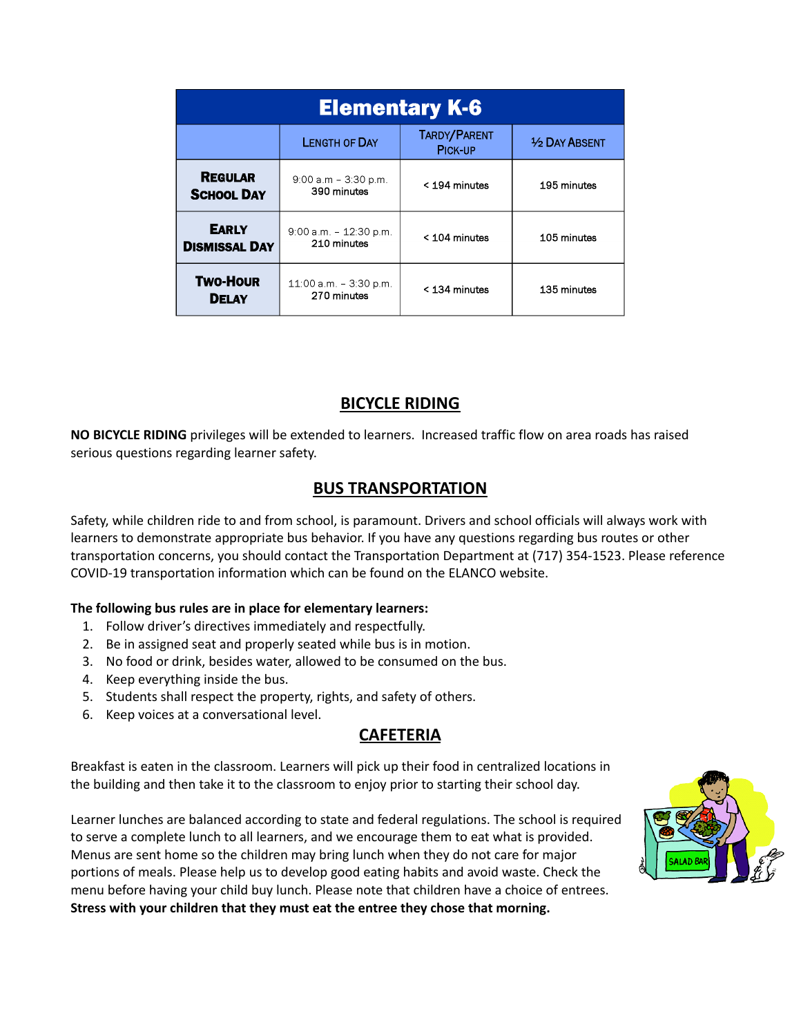| Elementary K-6 | | | |
|---|---|---|---|
| | Length of Day | Tardy/Parent Pick-up | ½ Day Absent |
| **Regular School Day** | 9:00 a.m – 3:30 p.m. 390 minutes | < 194 minutes | 195 minutes |
| **Early Dismissal Day** | 9:00 a.m. – 12:30 p.m. 210 minutes | < 104 minutes | 105 minutes |
| **Two-Hour Delay** | 11:00 a.m. – 3:30 p.m. 270 minutes | < 134 minutes | 135 minutes |

## BICYCLE RIDING

**NO BICYCLE RIDING** privileges will be extended to learners. Increased traffic flow on area roads has raised serious questions regarding learner safety.

## BUS TRANSPORTATION

Safety, while children ride to and from school, is paramount. Drivers and school officials will always work with learners to demonstrate appropriate bus behavior. If you have any questions regarding bus routes or other transportation concerns, you should contact the Transportation Department at (717) 354-1523. Please reference COVID-19 transportation information which can be found on the ELANCO website.

**The following bus rules are in place for elementary learners:**

1. Follow driver's directives immediately and respectfully.
2. Be in assigned seat and properly seated while bus is in motion.
3. No food or drink, besides water, allowed to be consumed on the bus.
4. Keep everything inside the bus.
5. Students shall respect the property, rights, and safety of others.
6. Keep voices at a conversational level.

## CAFETERIA

Breakfast is eaten in the classroom. Learners will pick up their food in centralized locations in the building and then take it to the classroom to enjoy prior to starting their school day.

Learner lunches are balanced according to state and federal regulations. The school is required to serve a complete lunch to all learners, and we encourage them to eat what is provided. Menus are sent home so the children may bring lunch when they do not care for major portions of meals. Please help us to develop good eating habits and avoid waste. Check the menu before having your child buy lunch. Please note that children have a choice of entrees. **Stress with your children that they must eat the entree they chose that morning.**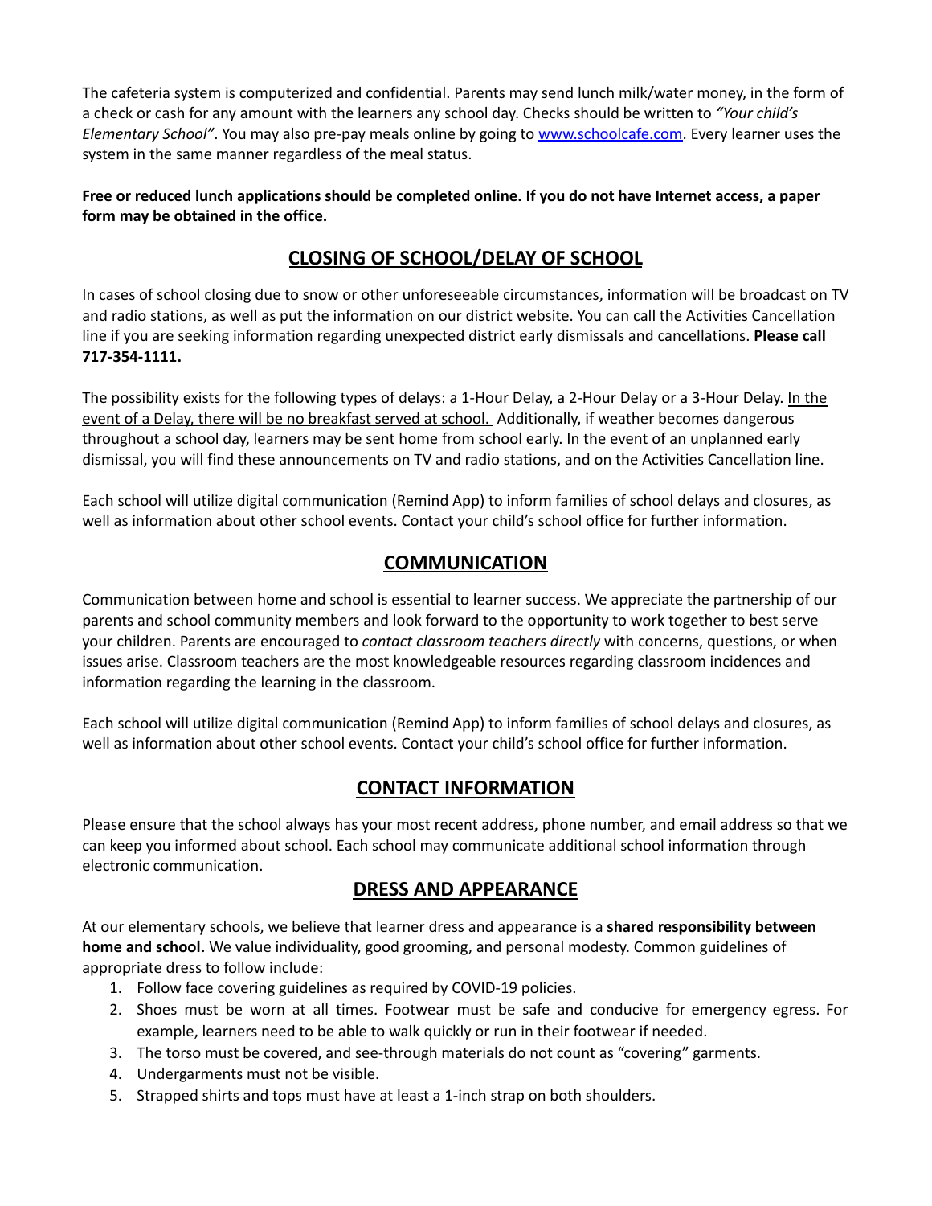The cafeteria system is computerized and confidential. Parents may send lunch milk/water money, in the form of a check or cash for any amount with the learners any school day. Checks should be written to *"Your child's Elementary School"*. You may also pre-pay meals online by going to [www.schoolcafe.com](http://www.schoolcafe.com). Every learner uses the system in the same manner regardless of the meal status.

**Free or reduced lunch applications should be completed online. If you do not have Internet access, a paper form may be obtained in the office.**

## CLOSING OF SCHOOL/DELAY OF SCHOOL

In cases of school closing due to snow or other unforeseeable circumstances, information will be broadcast on TV and radio stations, as well as put the information on our district website. You can call the Activities Cancellation line if you are seeking information regarding unexpected district early dismissals and cancellations. **Please call 717-354-1111.**

The possibility exists for the following types of delays: a 1-Hour Delay, a 2-Hour Delay or a 3-Hour Delay. <u>In the event of a Delay, there will be no breakfast served at school.</u> Additionally, if weather becomes dangerous throughout a school day, learners may be sent home from school early. In the event of an unplanned early dismissal, you will find these announcements on TV and radio stations, and on the Activities Cancellation line.

Each school will utilize digital communication (Remind App) to inform families of school delays and closures, as well as information about other school events. Contact your child's school office for further information.

## COMMUNICATION

Communication between home and school is essential to learner success. We appreciate the partnership of our parents and school community members and look forward to the opportunity to work together to best serve your children. Parents are encouraged to *contact classroom teachers directly* with concerns, questions, or when issues arise. Classroom teachers are the most knowledgeable resources regarding classroom incidences and information regarding the learning in the classroom.

Each school will utilize digital communication (Remind App) to inform families of school delays and closures, as well as information about other school events. Contact your child's school office for further information.

## CONTACT INFORMATION

Please ensure that the school always has your most recent address, phone number, and email address so that we can keep you informed about school. Each school may communicate additional school information through electronic communication.

## DRESS AND APPEARANCE

At our elementary schools, we believe that learner dress and appearance is a **shared responsibility between home and school.** We value individuality, good grooming, and personal modesty. Common guidelines of appropriate dress to follow include:

1. Follow face covering guidelines as required by COVID-19 policies.
2. Shoes must be worn at all times. Footwear must be safe and conducive for emergency egress. For example, learners need to be able to walk quickly or run in their footwear if needed.
3. The torso must be covered, and see-through materials do not count as "covering" garments.
4. Undergarments must not be visible.
5. Strapped shirts and tops must have at least a 1-inch strap on both shoulders.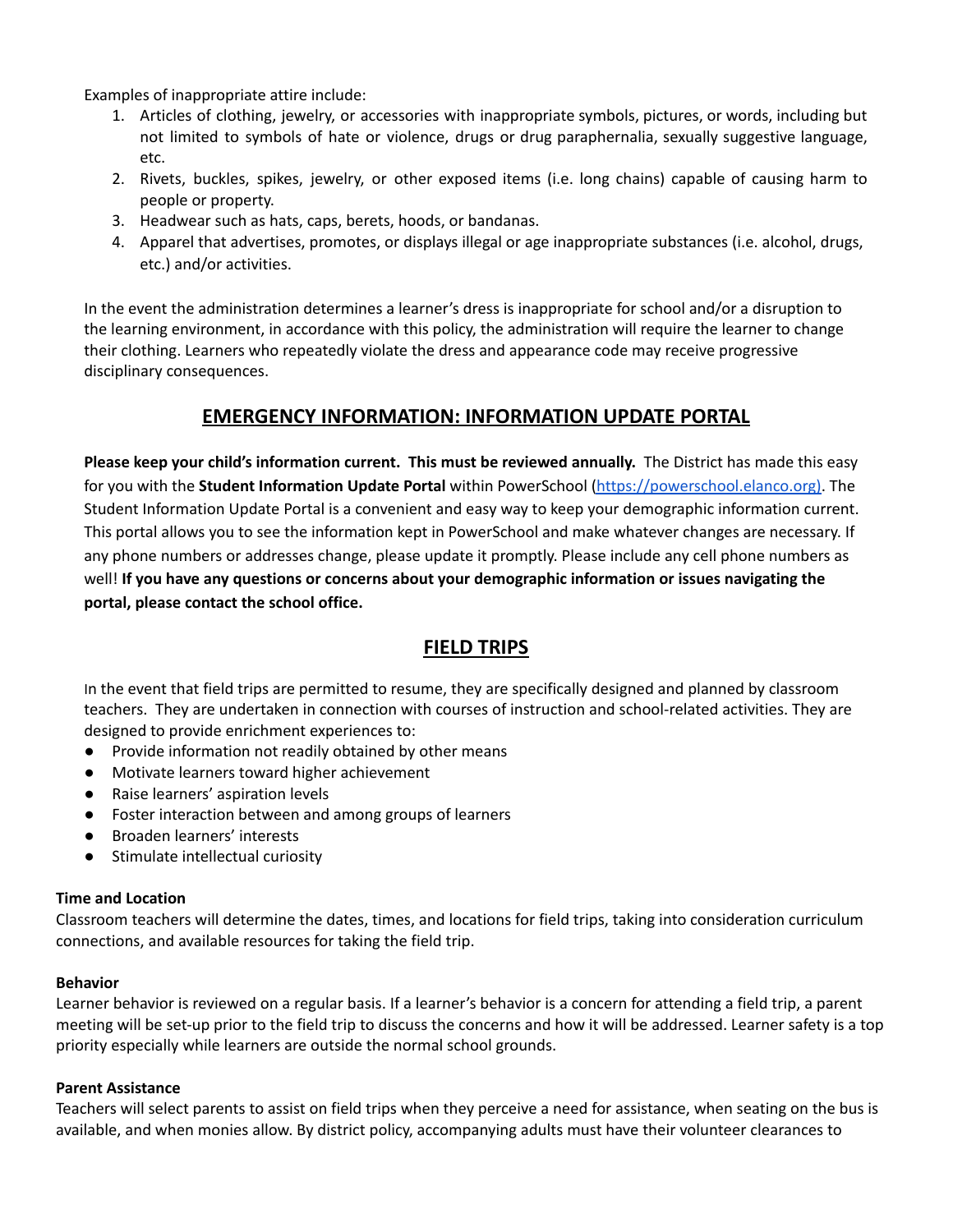Examples of inappropriate attire include:

1. Articles of clothing, jewelry, or accessories with inappropriate symbols, pictures, or words, including but not limited to symbols of hate or violence, drugs or drug paraphernalia, sexually suggestive language, etc.
2. Rivets, buckles, spikes, jewelry, or other exposed items (i.e. long chains) capable of causing harm to people or property.
3. Headwear such as hats, caps, berets, hoods, or bandanas.
4. Apparel that advertises, promotes, or displays illegal or age inappropriate substances (i.e. alcohol, drugs, etc.) and/or activities.

In the event the administration determines a learner's dress is inappropriate for school and/or a disruption to the learning environment, in accordance with this policy, the administration will require the learner to change their clothing. Learners who repeatedly violate the dress and appearance code may receive progressive disciplinary consequences.

## EMERGENCY INFORMATION: INFORMATION UPDATE PORTAL

**Please keep your child's information current. This must be reviewed annually.** The District has made this easy for you with the **Student Information Update Portal** within PowerSchool ([https://powerschool.elanco.org)](https://powerschool.elanco.org). The Student Information Update Portal is a convenient and easy way to keep your demographic information current. This portal allows you to see the information kept in PowerSchool and make whatever changes are necessary. If any phone numbers or addresses change, please update it promptly. Please include any cell phone numbers as well! **If you have any questions or concerns about your demographic information or issues navigating the portal, please contact the school office.**

## FIELD TRIPS

In the event that field trips are permitted to resume, they are specifically designed and planned by classroom teachers. They are undertaken in connection with courses of instruction and school-related activities. They are designed to provide enrichment experiences to:

- Provide information not readily obtained by other means
- Motivate learners toward higher achievement
- Raise learners' aspiration levels
- Foster interaction between and among groups of learners
- Broaden learners' interests
- Stimulate intellectual curiosity

**Time and Location**
Classroom teachers will determine the dates, times, and locations for field trips, taking into consideration curriculum connections, and available resources for taking the field trip.

**Behavior**
Learner behavior is reviewed on a regular basis. If a learner's behavior is a concern for attending a field trip, a parent meeting will be set-up prior to the field trip to discuss the concerns and how it will be addressed. Learner safety is a top priority especially while learners are outside the normal school grounds.

**Parent Assistance**
Teachers will select parents to assist on field trips when they perceive a need for assistance, when seating on the bus is available, and when monies allow. By district policy, accompanying adults must have their volunteer clearances to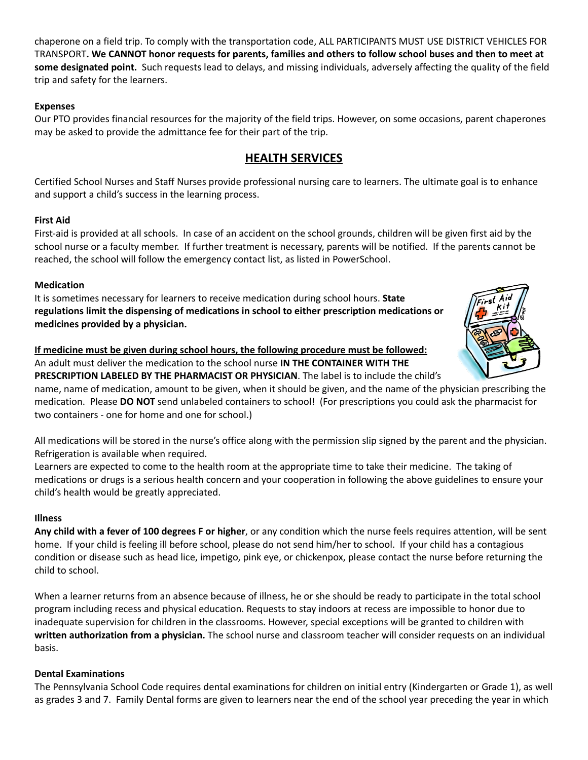chaperone on a field trip. To comply with the transportation code, ALL PARTICIPANTS MUST USE DISTRICT VEHICLES FOR TRANSPORT**. We CANNOT honor requests for parents, families and others to follow school buses and then to meet at some designated point.** Such requests lead to delays, and missing individuals, adversely affecting the quality of the field trip and safety for the learners.

**Expenses**

Our PTO provides financial resources for the majority of the field trips. However, on some occasions, parent chaperones may be asked to provide the admittance fee for their part of the trip.

## HEALTH SERVICES

Certified School Nurses and Staff Nurses provide professional nursing care to learners. The ultimate goal is to enhance and support a child's success in the learning process.

**First Aid**

First-aid is provided at all schools. In case of an accident on the school grounds, children will be given first aid by the school nurse or a faculty member. If further treatment is necessary, parents will be notified. If the parents cannot be reached, the school will follow the emergency contact list, as listed in PowerSchool.

**Medication**

It is sometimes necessary for learners to receive medication during school hours. **State regulations limit the dispensing of medications in school to either prescription medications or medicines provided by a physician.**

**If medicine must be given during school hours, the following procedure must be followed:**

An adult must deliver the medication to the school nurse **IN THE CONTAINER WITH THE PRESCRIPTION LABELED BY THE PHARMACIST OR PHYSICIAN**. The label is to include the child's name, name of medication, amount to be given, when it should be given, and the name of the physician prescribing the medication. Please **DO NOT** send unlabeled containers to school! (For prescriptions you could ask the pharmacist for two containers - one for home and one for school.)

All medications will be stored in the nurse's office along with the permission slip signed by the parent and the physician. Refrigeration is available when required.

Learners are expected to come to the health room at the appropriate time to take their medicine. The taking of medications or drugs is a serious health concern and your cooperation in following the above guidelines to ensure your child's health would be greatly appreciated.

**Illness**

**Any child with a fever of 100 degrees F or higher**, or any condition which the nurse feels requires attention, will be sent home. If your child is feeling ill before school, please do not send him/her to school. If your child has a contagious condition or disease such as head lice, impetigo, pink eye, or chickenpox, please contact the nurse before returning the child to school.

When a learner returns from an absence because of illness, he or she should be ready to participate in the total school program including recess and physical education. Requests to stay indoors at recess are impossible to honor due to inadequate supervision for children in the classrooms. However, special exceptions will be granted to children with **written authorization from a physician.** The school nurse and classroom teacher will consider requests on an individual basis.

**Dental Examinations**

The Pennsylvania School Code requires dental examinations for children on initial entry (Kindergarten or Grade 1), as well as grades 3 and 7. Family Dental forms are given to learners near the end of the school year preceding the year in which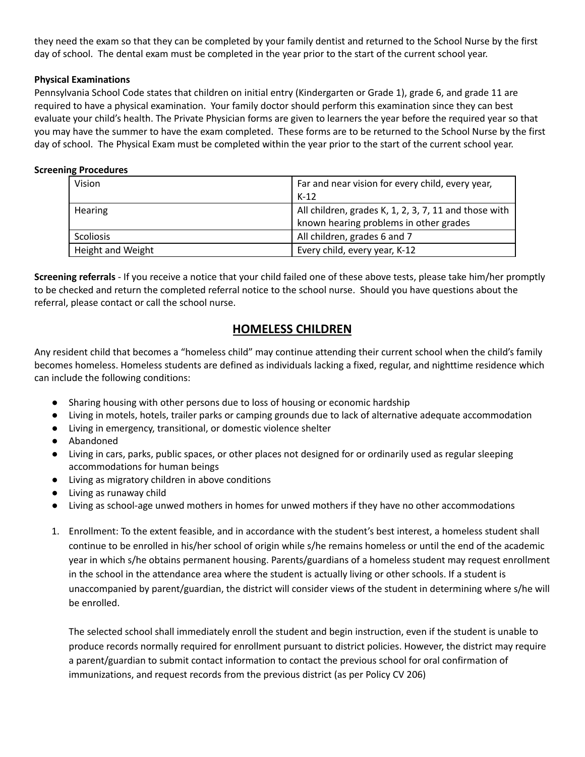they need the exam so that they can be completed by your family dentist and returned to the School Nurse by the first day of school. The dental exam must be completed in the year prior to the start of the current school year.

**Physical Examinations**

Pennsylvania School Code states that children on initial entry (Kindergarten or Grade 1), grade 6, and grade 11 are required to have a physical examination. Your family doctor should perform this examination since they can best evaluate your child's health. The Private Physician forms are given to learners the year before the required year so that you may have the summer to have the exam completed. These forms are to be returned to the School Nurse by the first day of school. The Physical Exam must be completed within the year prior to the start of the current school year.

**Screening Procedures**

| Vision | Far and near vision for every child, every year, K-12 |
|---|---|
| Hearing | All children, grades K, 1, 2, 3, 7, 11 and those with known hearing problems in other grades |
| Scoliosis | All children, grades 6 and 7 |
| Height and Weight | Every child, every year, K-12 |

**Screening referrals** - If you receive a notice that your child failed one of these above tests, please take him/her promptly to be checked and return the completed referral notice to the school nurse. Should you have questions about the referral, please contact or call the school nurse.

## HOMELESS CHILDREN

Any resident child that becomes a "homeless child" may continue attending their current school when the child's family becomes homeless. Homeless students are defined as individuals lacking a fixed, regular, and nighttime residence which can include the following conditions:

- Sharing housing with other persons due to loss of housing or economic hardship
- Living in motels, hotels, trailer parks or camping grounds due to lack of alternative adequate accommodation
- Living in emergency, transitional, or domestic violence shelter
- Abandoned
- Living in cars, parks, public spaces, or other places not designed for or ordinarily used as regular sleeping accommodations for human beings
- Living as migratory children in above conditions
- Living as runaway child
- Living as school-age unwed mothers in homes for unwed mothers if they have no other accommodations

1. Enrollment: To the extent feasible, and in accordance with the student's best interest, a homeless student shall continue to be enrolled in his/her school of origin while s/he remains homeless or until the end of the academic year in which s/he obtains permanent housing. Parents/guardians of a homeless student may request enrollment in the school in the attendance area where the student is actually living or other schools. If a student is unaccompanied by parent/guardian, the district will consider views of the student in determining where s/he will be enrolled.

   The selected school shall immediately enroll the student and begin instruction, even if the student is unable to produce records normally required for enrollment pursuant to district policies. However, the district may require a parent/guardian to submit contact information to contact the previous school for oral confirmation of immunizations, and request records from the previous district (as per Policy CV 206)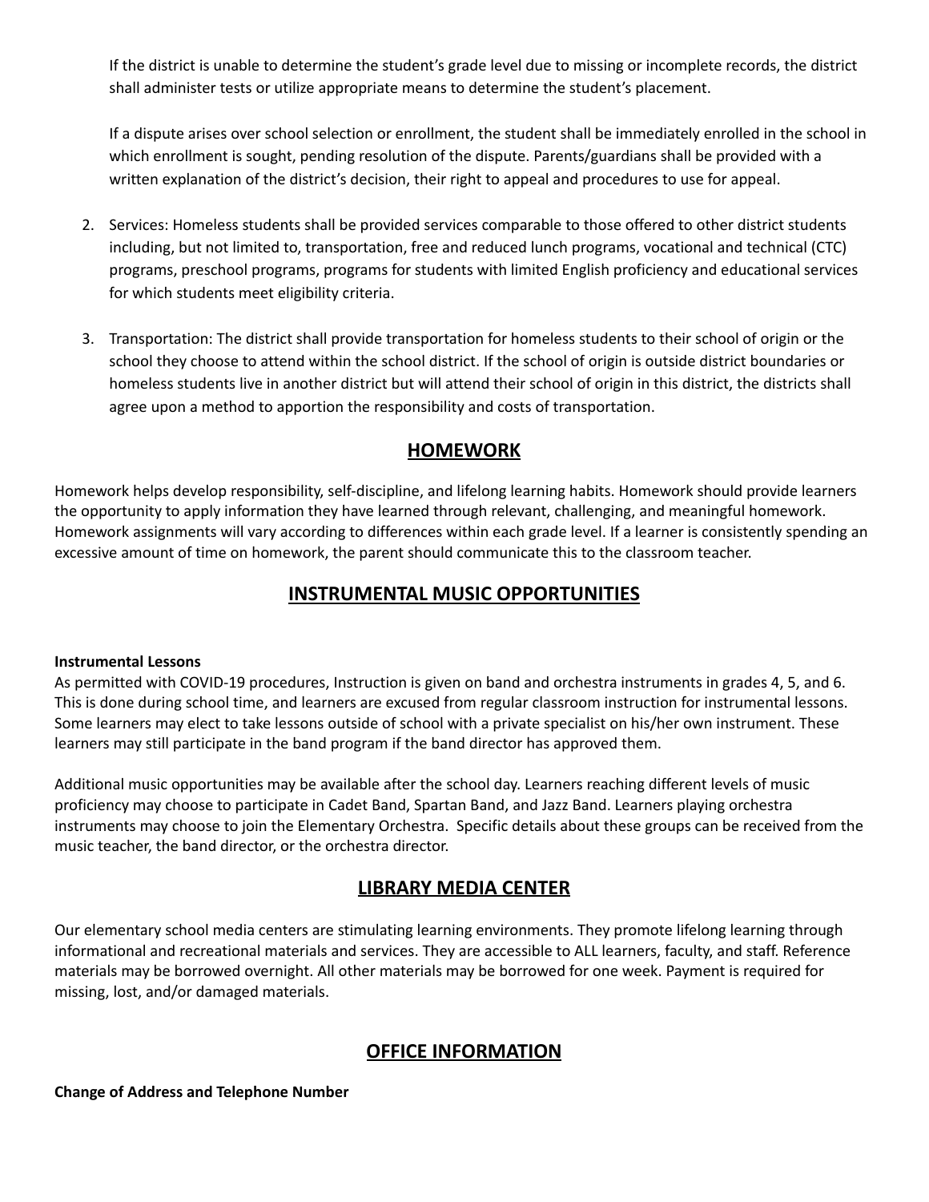If the district is unable to determine the student's grade level due to missing or incomplete records, the district shall administer tests or utilize appropriate means to determine the student's placement.

If a dispute arises over school selection or enrollment, the student shall be immediately enrolled in the school in which enrollment is sought, pending resolution of the dispute. Parents/guardians shall be provided with a written explanation of the district's decision, their right to appeal and procedures to use for appeal.

2. Services: Homeless students shall be provided services comparable to those offered to other district students including, but not limited to, transportation, free and reduced lunch programs, vocational and technical (CTC) programs, preschool programs, programs for students with limited English proficiency and educational services for which students meet eligibility criteria.

3. Transportation: The district shall provide transportation for homeless students to their school of origin or the school they choose to attend within the school district. If the school of origin is outside district boundaries or homeless students live in another district but will attend their school of origin in this district, the districts shall agree upon a method to apportion the responsibility and costs of transportation.

## HOMEWORK

Homework helps develop responsibility, self-discipline, and lifelong learning habits. Homework should provide learners the opportunity to apply information they have learned through relevant, challenging, and meaningful homework. Homework assignments will vary according to differences within each grade level. If a learner is consistently spending an excessive amount of time on homework, the parent should communicate this to the classroom teacher.

## INSTRUMENTAL MUSIC OPPORTUNITIES

**Instrumental Lessons**

As permitted with COVID-19 procedures, Instruction is given on band and orchestra instruments in grades 4, 5, and 6. This is done during school time, and learners are excused from regular classroom instruction for instrumental lessons. Some learners may elect to take lessons outside of school with a private specialist on his/her own instrument. These learners may still participate in the band program if the band director has approved them.

Additional music opportunities may be available after the school day. Learners reaching different levels of music proficiency may choose to participate in Cadet Band, Spartan Band, and Jazz Band. Learners playing orchestra instruments may choose to join the Elementary Orchestra. Specific details about these groups can be received from the music teacher, the band director, or the orchestra director.

## LIBRARY MEDIA CENTER

Our elementary school media centers are stimulating learning environments. They promote lifelong learning through informational and recreational materials and services. They are accessible to ALL learners, faculty, and staff. Reference materials may be borrowed overnight. All other materials may be borrowed for one week. Payment is required for missing, lost, and/or damaged materials.

## OFFICE INFORMATION

**Change of Address and Telephone Number**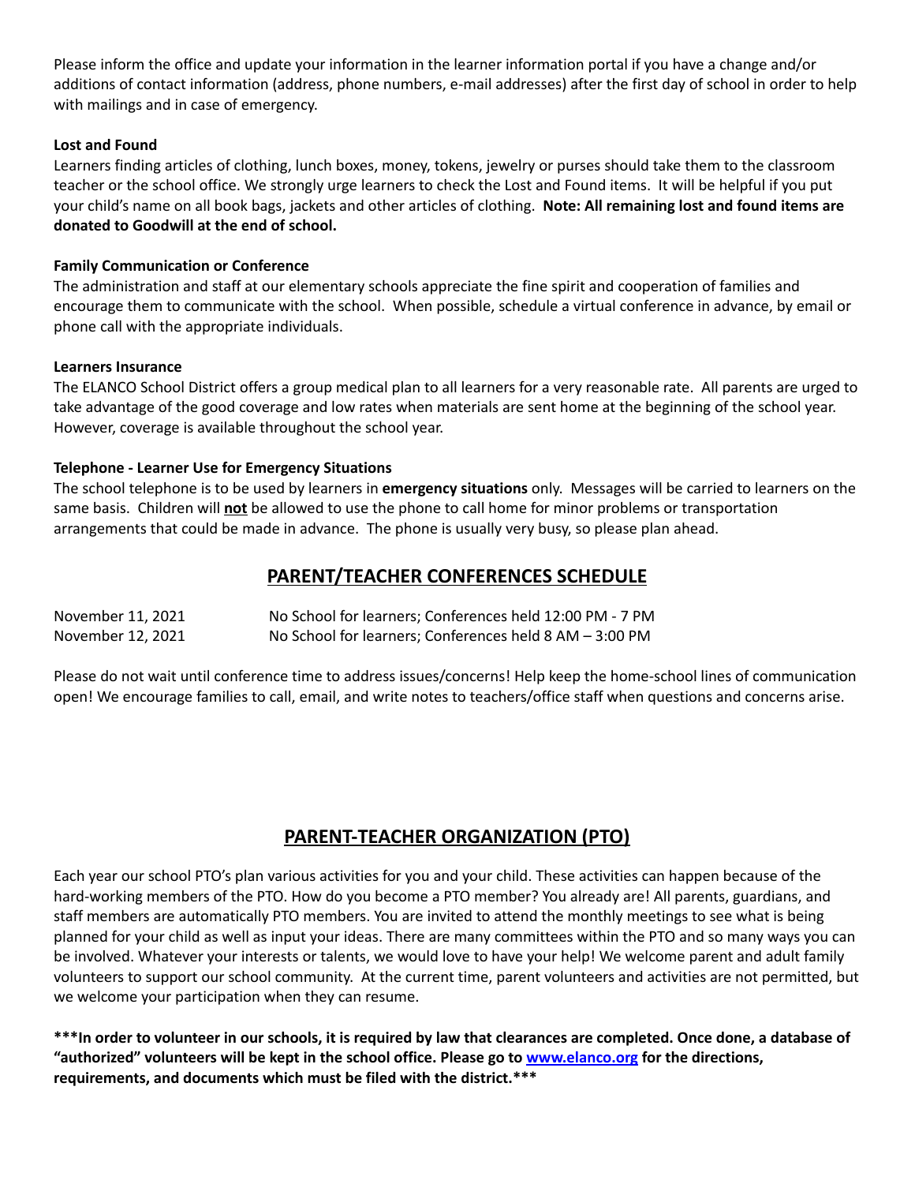Please inform the office and update your information in the learner information portal if you have a change and/or additions of contact information (address, phone numbers, e-mail addresses) after the first day of school in order to help with mailings and in case of emergency.

**Lost and Found**

Learners finding articles of clothing, lunch boxes, money, tokens, jewelry or purses should take them to the classroom teacher or the school office. We strongly urge learners to check the Lost and Found items. It will be helpful if you put your child's name on all book bags, jackets and other articles of clothing. **Note: All remaining lost and found items are donated to Goodwill at the end of school.**

**Family Communication or Conference**

The administration and staff at our elementary schools appreciate the fine spirit and cooperation of families and encourage them to communicate with the school. When possible, schedule a virtual conference in advance, by email or phone call with the appropriate individuals.

**Learners Insurance**

The ELANCO School District offers a group medical plan to all learners for a very reasonable rate. All parents are urged to take advantage of the good coverage and low rates when materials are sent home at the beginning of the school year. However, coverage is available throughout the school year.

**Telephone - Learner Use for Emergency Situations**

The school telephone is to be used by learners in **emergency situations** only. Messages will be carried to learners on the same basis. Children will **not** be allowed to use the phone to call home for minor problems or transportation arrangements that could be made in advance. The phone is usually very busy, so please plan ahead.

## PARENT/TEACHER CONFERENCES SCHEDULE

| | |
|---|---|
| November 11, 2021 | No School for learners; Conferences held 12:00 PM - 7 PM |
| November 12, 2021 | No School for learners; Conferences held 8 AM – 3:00 PM |

Please do not wait until conference time to address issues/concerns! Help keep the home-school lines of communication open! We encourage families to call, email, and write notes to teachers/office staff when questions and concerns arise.

## PARENT-TEACHER ORGANIZATION (PTO)

Each year our school PTO's plan various activities for you and your child. These activities can happen because of the hard-working members of the PTO. How do you become a PTO member? You already are! All parents, guardians, and staff members are automatically PTO members. You are invited to attend the monthly meetings to see what is being planned for your child as well as input your ideas. There are many committees within the PTO and so many ways you can be involved. Whatever your interests or talents, we would love to have your help! We welcome parent and adult family volunteers to support our school community. At the current time, parent volunteers and activities are not permitted, but we welcome your participation when they can resume.

**\*\*\*In order to volunteer in our schools, it is required by law that clearances are completed. Once done, a database of "authorized" volunteers will be kept in the school office. Please go to [www.elanco.org](http://www.elanco.org) for the directions, requirements, and documents which must be filed with the district.\*\*\***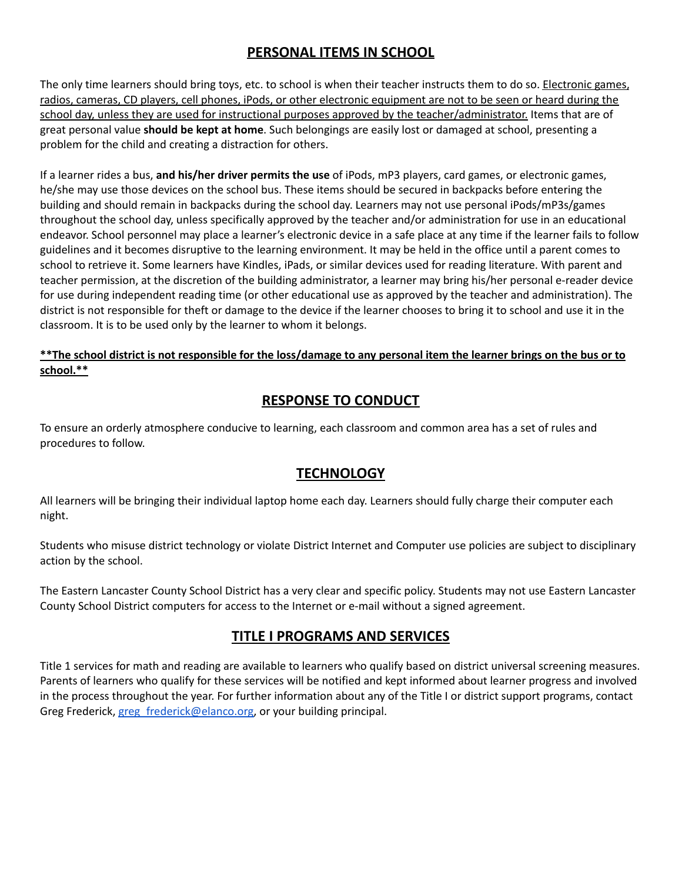## PERSONAL ITEMS IN SCHOOL

The only time learners should bring toys, etc. to school is when their teacher instructs them to do so. <u>Electronic games, radios, cameras, CD players, cell phones, iPods, or other electronic equipment are not to be seen or heard during the school day, unless they are used for instructional purposes approved by the teacher/administrator.</u> Items that are of great personal value **should be kept at home**. Such belongings are easily lost or damaged at school, presenting a problem for the child and creating a distraction for others.

If a learner rides a bus, **and his/her driver permits the use** of iPods, mP3 players, card games, or electronic games, he/she may use those devices on the school bus. These items should be secured in backpacks before entering the building and should remain in backpacks during the school day. Learners may not use personal iPods/mP3s/games throughout the school day, unless specifically approved by the teacher and/or administration for use in an educational endeavor. School personnel may place a learner's electronic device in a safe place at any time if the learner fails to follow guidelines and it becomes disruptive to the learning environment. It may be held in the office until a parent comes to school to retrieve it. Some learners have Kindles, iPads, or similar devices used for reading literature. With parent and teacher permission, at the discretion of the building administrator, a learner may bring his/her personal e-reader device for use during independent reading time (or other educational use as approved by the teacher and administration). The district is not responsible for theft or damage to the device if the learner chooses to bring it to school and use it in the classroom. It is to be used only by the learner to whom it belongs.

**<u>**The school district is not responsible for the loss/damage to any personal item the learner brings on the bus or to school.**</u>**

## RESPONSE TO CONDUCT

To ensure an orderly atmosphere conducive to learning, each classroom and common area has a set of rules and procedures to follow.

## TECHNOLOGY

All learners will be bringing their individual laptop home each day. Learners should fully charge their computer each night.

Students who misuse district technology or violate District Internet and Computer use policies are subject to disciplinary action by the school.

The Eastern Lancaster County School District has a very clear and specific policy. Students may not use Eastern Lancaster County School District computers for access to the Internet or e-mail without a signed agreement.

## TITLE I PROGRAMS AND SERVICES

Title 1 services for math and reading are available to learners who qualify based on district universal screening measures. Parents of learners who qualify for these services will be notified and kept informed about learner progress and involved in the process throughout the year. For further information about any of the Title I or district support programs, contact Greg Frederick, greg_frederick@elanco.org, or your building principal.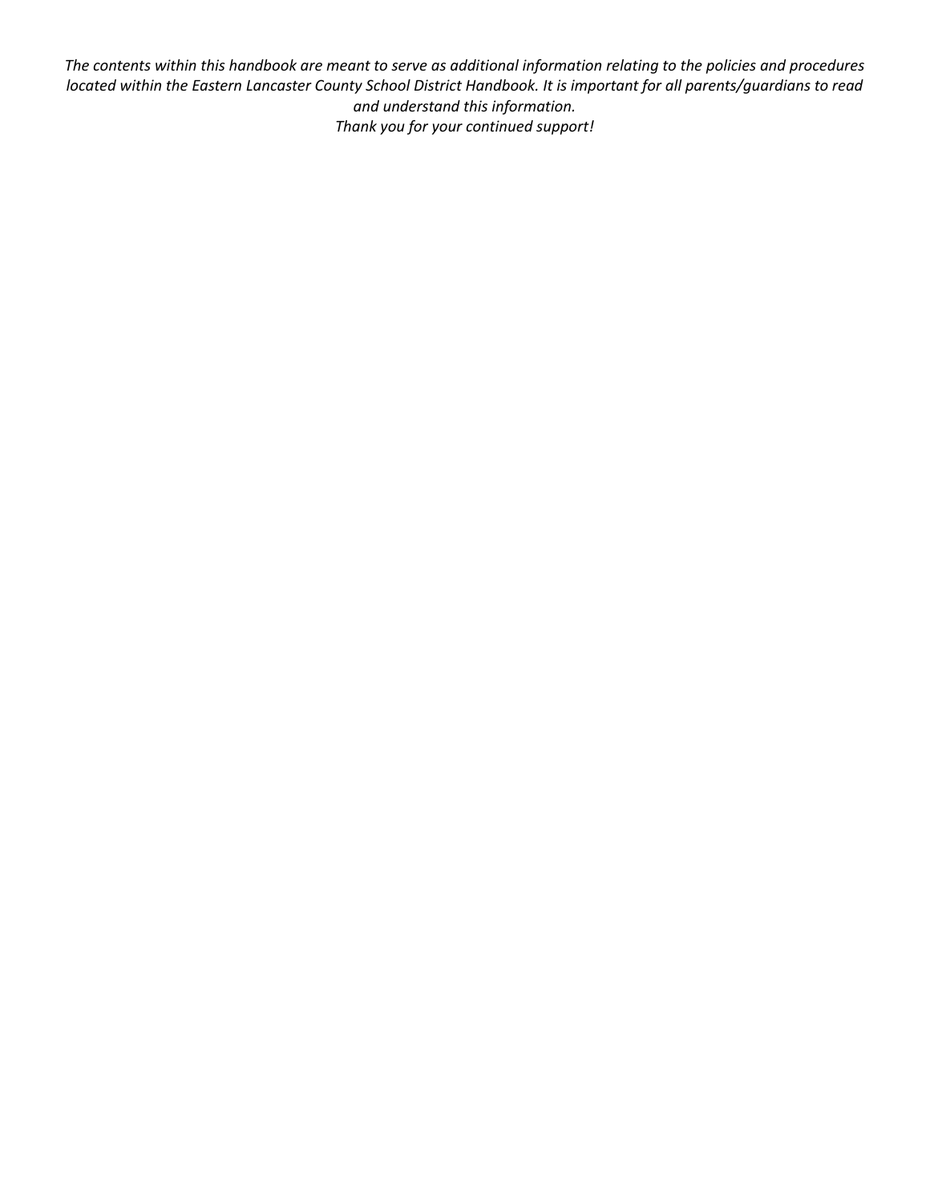*The contents within this handbook are meant to serve as additional information relating to the policies and procedures located within the Eastern Lancaster County School District Handbook. It is important for all parents/guardians to read and understand this information.*

*Thank you for your continued support!*